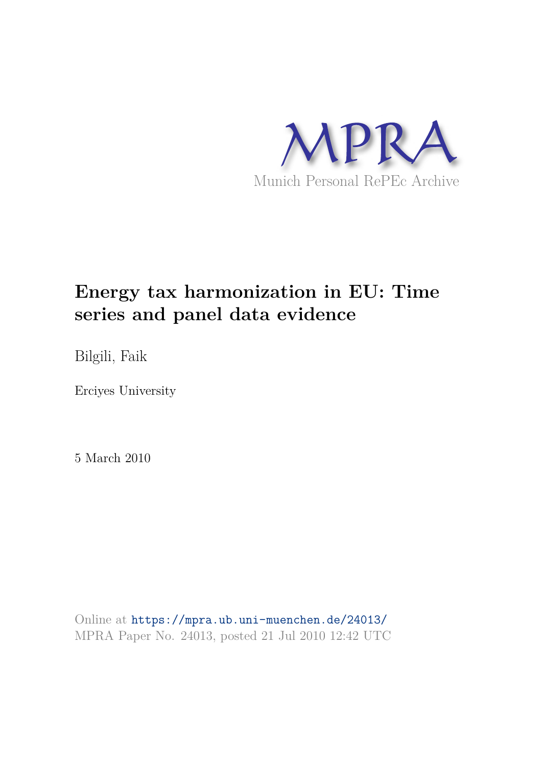MPRA

Munich Personal RePEc Archive

# Energy tax harmonization in EU: Time series and panel data evidence

Bilgili, Faik

Erciyes University

5 March 2010

Online at https://mpra.ub.uni-muenchen.de/24013/
MPRA Paper No. 24013, posted 21 Jul 2010 12:42 UTC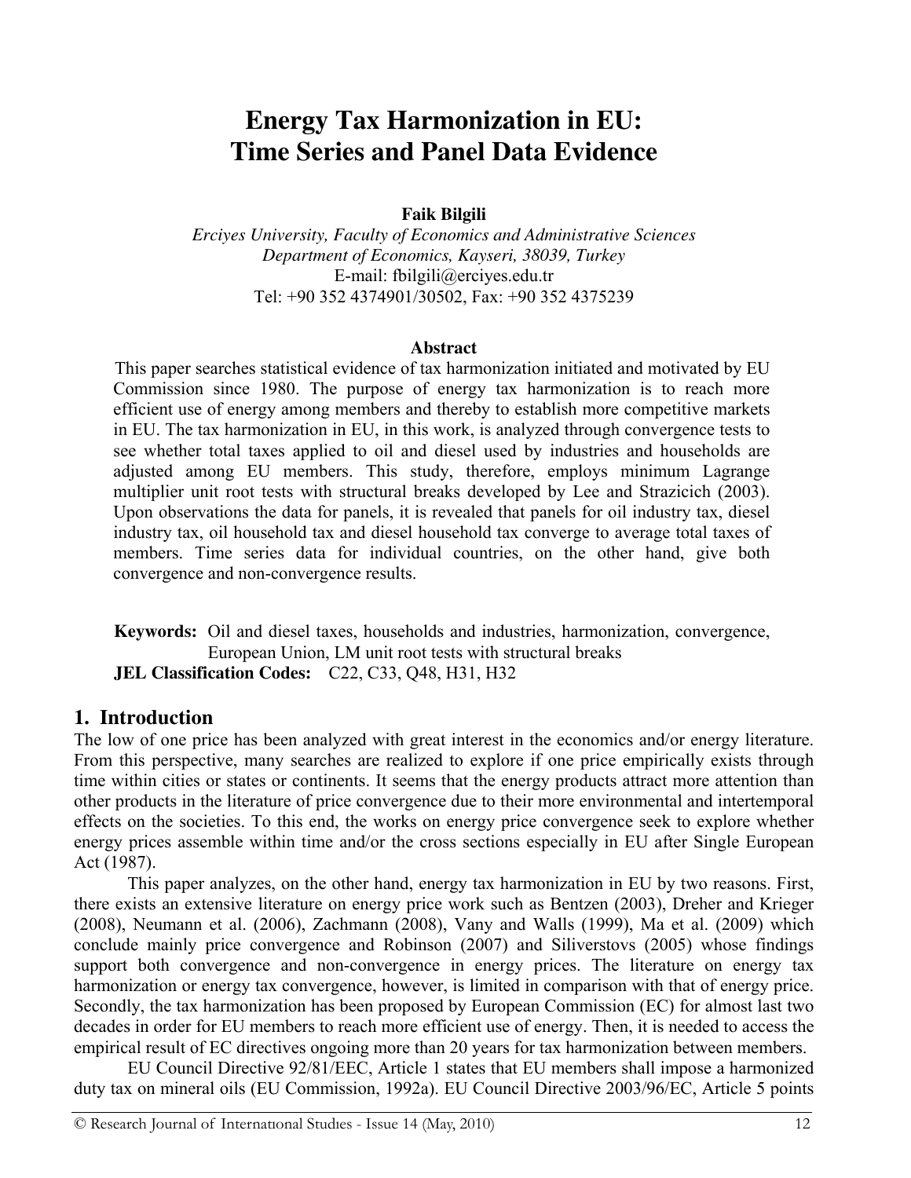# Energy Tax Harmonization in EU: Time Series and Panel Data Evidence

**Faik Bilgili**

*Erciyes University, Faculty of Economics and Administrative Sciences*
*Department of Economics, Kayseri, 38039, Turkey*
E-mail: fbilgili@erciyes.edu.tr
Tel: +90 352 4374901/30502, Fax: +90 352 4375239

**Abstract**

This paper searches statistical evidence of tax harmonization initiated and motivated by EU Commission since 1980. The purpose of energy tax harmonization is to reach more efficient use of energy among members and thereby to establish more competitive markets in EU. The tax harmonization in EU, in this work, is analyzed through convergence tests to see whether total taxes applied to oil and diesel used by industries and households are adjusted among EU members. This study, therefore, employs minimum Lagrange multiplier unit root tests with structural breaks developed by Lee and Strazicich (2003). Upon observations the data for panels, it is revealed that panels for oil industry tax, diesel industry tax, oil household tax and diesel household tax converge to average total taxes of members. Time series data for individual countries, on the other hand, give both convergence and non-convergence results.

**Keywords:** Oil and diesel taxes, households and industries, harmonization, convergence, European Union, LM unit root tests with structural breaks

**JEL Classification Codes:** C22, C33, Q48, H31, H32

## 1. Introduction

The low of one price has been analyzed with great interest in the economics and/or energy literature. From this perspective, many searches are realized to explore if one price empirically exists through time within cities or states or continents. It seems that the energy products attract more attention than other products in the literature of price convergence due to their more environmental and intertemporal effects on the societies. To this end, the works on energy price convergence seek to explore whether energy prices assemble within time and/or the cross sections especially in EU after Single European Act (1987).

This paper analyzes, on the other hand, energy tax harmonization in EU by two reasons. First, there exists an extensive literature on energy price work such as Bentzen (2003), Dreher and Krieger (2008), Neumann et al. (2006), Zachmann (2008), Vany and Walls (1999), Ma et al. (2009) which conclude mainly price convergence and Robinson (2007) and Siliverstovs (2005) whose findings support both convergence and non-convergence in energy prices. The literature on energy tax harmonization or energy tax convergence, however, is limited in comparison with that of energy price. Secondly, the tax harmonization has been proposed by European Commission (EC) for almost last two decades in order for EU members to reach more efficient use of energy. Then, it is needed to access the empirical result of EC directives ongoing more than 20 years for tax harmonization between members.

EU Council Directive 92/81/EEC, Article 1 states that EU members shall impose a harmonized duty tax on mineral oils (EU Commission, 1992a). EU Council Directive 2003/96/EC, Article 5 points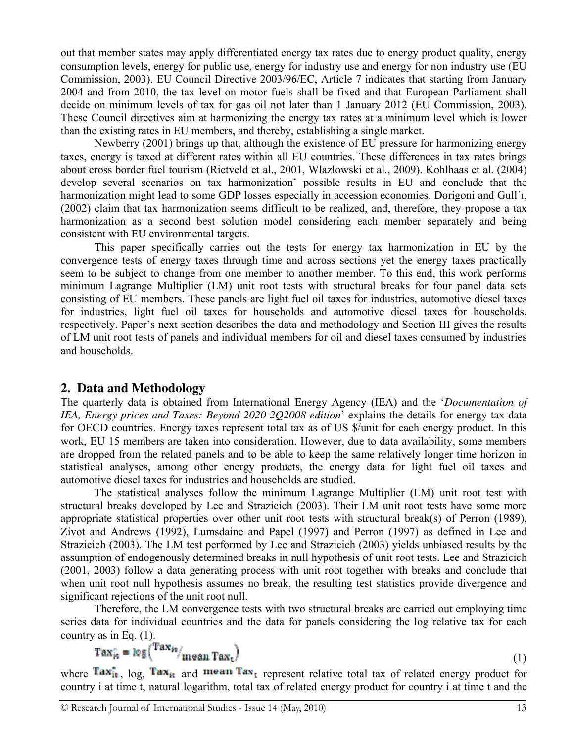out that member states may apply differentiated energy tax rates due to energy product quality, energy consumption levels, energy for public use, energy for industry use and energy for non industry use (EU Commission, 2003). EU Council Directive 2003/96/EC, Article 7 indicates that starting from January 2004 and from 2010, the tax level on motor fuels shall be fixed and that European Parliament shall decide on minimum levels of tax for gas oil not later than 1 January 2012 (EU Commission, 2003). These Council directives aim at harmonizing the energy tax rates at a minimum level which is lower than the existing rates in EU members, and thereby, establishing a single market.

Newberry (2001) brings up that, although the existence of EU pressure for harmonizing energy taxes, energy is taxed at different rates within all EU countries. These differences in tax rates brings about cross border fuel tourism (Rietveld et al., 2001, Wlazlowski et al., 2009). Kohlhaas et al. (2004) develop several scenarios on tax harmonization' possible results in EU and conclude that the harmonization might lead to some GDP losses especially in accession economies. Dorigoni and Gull´ı, (2002) claim that tax harmonization seems difficult to be realized, and, therefore, they propose a tax harmonization as a second best solution model considering each member separately and being consistent with EU environmental targets.

This paper specifically carries out the tests for energy tax harmonization in EU by the convergence tests of energy taxes through time and across sections yet the energy taxes practically seem to be subject to change from one member to another member. To this end, this work performs minimum Lagrange Multiplier (LM) unit root tests with structural breaks for four panel data sets consisting of EU members. These panels are light fuel oil taxes for industries, automotive diesel taxes for industries, light fuel oil taxes for households and automotive diesel taxes for households, respectively. Paper's next section describes the data and methodology and Section III gives the results of LM unit root tests of panels and individual members for oil and diesel taxes consumed by industries and households.

## 2. Data and Methodology

The quarterly data is obtained from International Energy Agency (IEA) and the '*Documentation of IEA, Energy prices and Taxes: Beyond 2020 2Q2008 edition*' explains the details for energy tax data for OECD countries. Energy taxes represent total tax as of US $/unit for each energy product. In this work, EU 15 members are taken into consideration. However, due to data availability, some members are dropped from the related panels and to be able to keep the same relatively longer time horizon in statistical analyses, among other energy products, the energy data for light fuel oil taxes and automotive diesel taxes for industries and households are studied.

The statistical analyses follow the minimum Lagrange Multiplier (LM) unit root test with structural breaks developed by Lee and Strazicich (2003). Their LM unit root tests have some more appropriate statistical properties over other unit root tests with structural break(s) of Perron (1989), Zivot and Andrews (1992), Lumsdaine and Papel (1997) and Perron (1997) as defined in Lee and Strazicich (2003). The LM test performed by Lee and Strazicich (2003) yields unbiased results by the assumption of endogenously determined breaks in null hypothesis of unit root tests. Lee and Strazicich (2001, 2003) follow a data generating process with unit root together with breaks and conclude that when unit root null hypothesis assumes no break, the resulting test statistics provide divergence and significant rejections of the unit root null.

Therefore, the LM convergence tests with two structural breaks are carried out employing time series data for individual countries and the data for panels considering the log relative tax for each country as in Eq. (1).

$$Tax_{it}^{r} = \log\left( Tax_{it} / \text{mean } Tax_{t} \right) \tag{1}$$

where $Tax_{it}^{r}$, log, $Tax_{it}$ and $\text{mean } Tax_{t}$ represent relative total tax of related energy product for country i at time t, natural logarithm, total tax of related energy product for country i at time t and the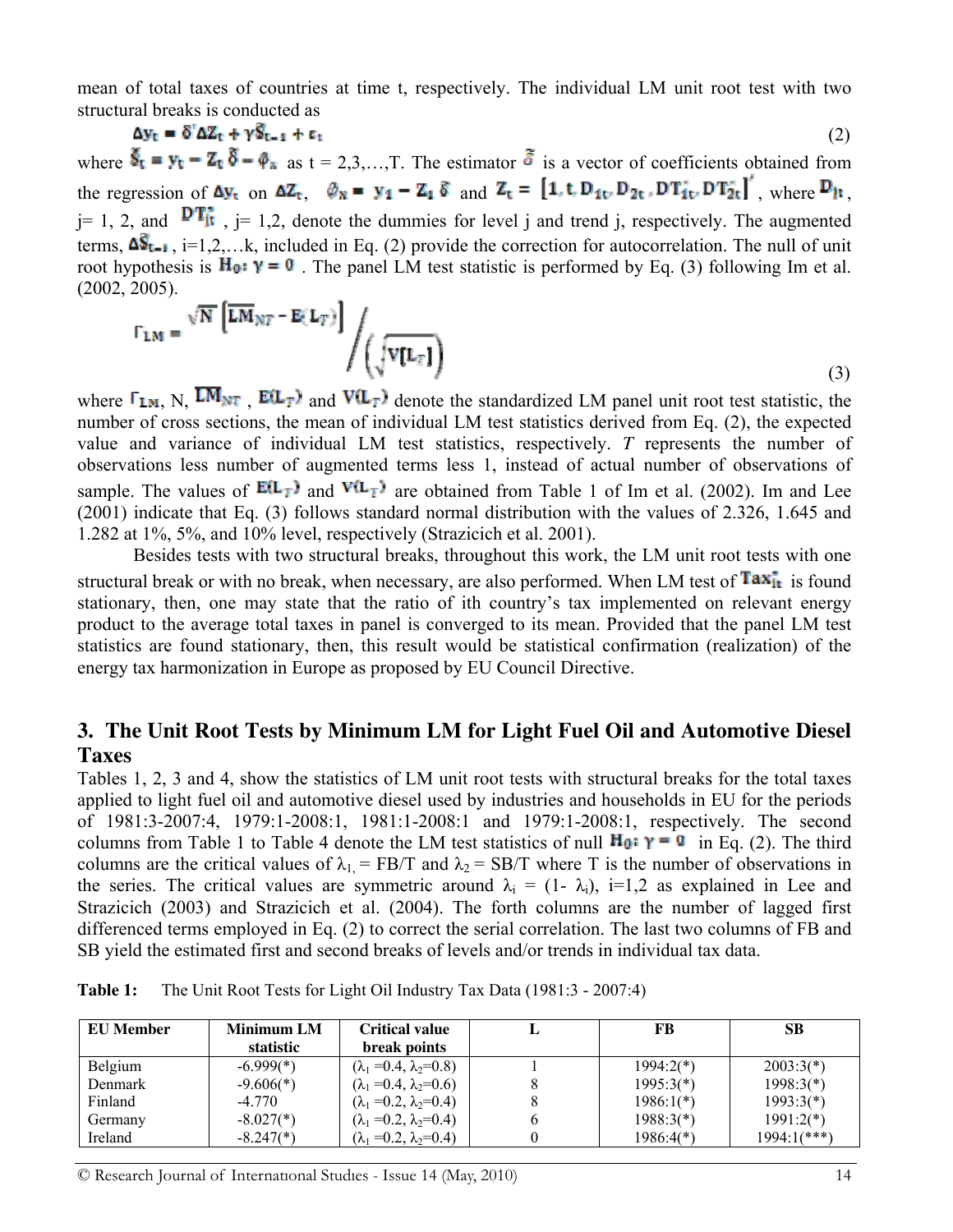mean of total taxes of countries at time t, respectively. The individual LM unit root test with two structural breaks is conducted as

$$\Delta y_t = \delta' \Delta Z_t + \gamma \tilde{S}_{t-1} + \varepsilon_t \tag{2}$$

where $\tilde{S}_t = y_t - Z_t \tilde{\delta} - \tilde{\varphi}_x$ as t = 2,3,…,T. The estimator $\tilde{\delta}$ is a vector of coefficients obtained from the regression of $\Delta y_t$ on $\Delta Z_t$, $\tilde{\varphi}_x = y_1 - Z_1 \tilde{\delta}$ and $Z_t = [1, t, D_{1t}, D_{2t}, DT^*_{1t}, DT^*_{2t}]'$, where $D_{jt}$, j= 1, 2, and $DT^*_{jt}$, j= 1,2, denote the dummies for level j and trend j, respectively. The augmented terms, $\Delta \tilde{S}_{t-i}$, i=1,2,…k, included in Eq. (2) provide the correction for autocorrelation. The null of unit root hypothesis is $H_0: \gamma = 0$. The panel LM test statistic is performed by Eq. (3) following Im et al. (2002, 2005).

$$\Gamma_{LM} = \sqrt{N}\left[\overline{LM}_{NT} - E(L_T)\right] \Big/ \left(\sqrt{V[L_T]}\right) \tag{3}$$

where $\Gamma_{LM}$, N, $\overline{LM}_{NT}$, $E(L_T)$ and $V(L_T)$ denote the standardized LM panel unit root test statistic, the number of cross sections, the mean of individual LM test statistics derived from Eq. (2), the expected value and variance of individual LM test statistics, respectively. *T* represents the number of observations less number of augmented terms less 1, instead of actual number of observations of sample. The values of $E(L_T)$ and $V(L_T)$ are obtained from Table 1 of Im et al. (2002). Im and Lee (2001) indicate that Eq. (3) follows standard normal distribution with the values of 2.326, 1.645 and 1.282 at 1%, 5%, and 10% level, respectively (Strazicich et al. 2001).

Besides tests with two structural breaks, throughout this work, the LM unit root tests with one structural break or with no break, when necessary, are also performed. When LM test of $Tax^*_{it}$ is found stationary, then, one may state that the ratio of ith country's tax implemented on relevant energy product to the average total taxes in panel is converged to its mean. Provided that the panel LM test statistics are found stationary, then, this result would be statistical confirmation (realization) of the energy tax harmonization in Europe as proposed by EU Council Directive.

## 3. The Unit Root Tests by Minimum LM for Light Fuel Oil and Automotive Diesel Taxes

Tables 1, 2, 3 and 4, show the statistics of LM unit root tests with structural breaks for the total taxes applied to light fuel oil and automotive diesel used by industries and households in EU for the periods of 1981:3-2007:4, 1979:1-2008:1, 1981:1-2008:1 and 1979:1-2008:1, respectively. The second columns from Table 1 to Table 4 denote the LM test statistics of null $H_0: \gamma = 0$ in Eq. (2). The third columns are the critical values of $\lambda_1$ = FB/T and $\lambda_2$ = SB/T where T is the number of observations in the series. The critical values are symmetric around $\lambda_i$ = (1- $\lambda_i$), i=1,2 as explained in Lee and Strazicich (2003) and Strazicich et al. (2004). The forth columns are the number of lagged first differenced terms employed in Eq. (2) to correct the serial correlation. The last two columns of FB and SB yield the estimated first and second breaks of levels and/or trends in individual tax data.

**Table 1:** The Unit Root Tests for Light Oil Industry Tax Data (1981:3 - 2007:4)

| EU Member | Minimum LM statistic | Critical value break points | L | FB | SB |
|---|---|---|---|---|---|
| Belgium | -6.999(*) | ($\lambda_1$ =0.4, $\lambda_2$=0.8) | 1 | 1994:2(*) | 2003:3(*) |
| Denmark | -9.606(*) | ($\lambda_1$ =0.4, $\lambda_2$=0.6) | 8 | 1995:3(*) | 1998:3(*) |
| Finland | -4.770 | ($\lambda_1$ =0.2, $\lambda_2$=0.4) | 8 | 1986:1(*) | 1993:3(*) |
| Germany | -8.027(*) | ($\lambda_1$ =0.2, $\lambda_2$=0.4) | 6 | 1988:3(*) | 1991:2(*) |
| Ireland | -8.247(*) | ($\lambda_1$ =0.2, $\lambda_2$=0.4) | 0 | 1986:4(*) | 1994:1(***) |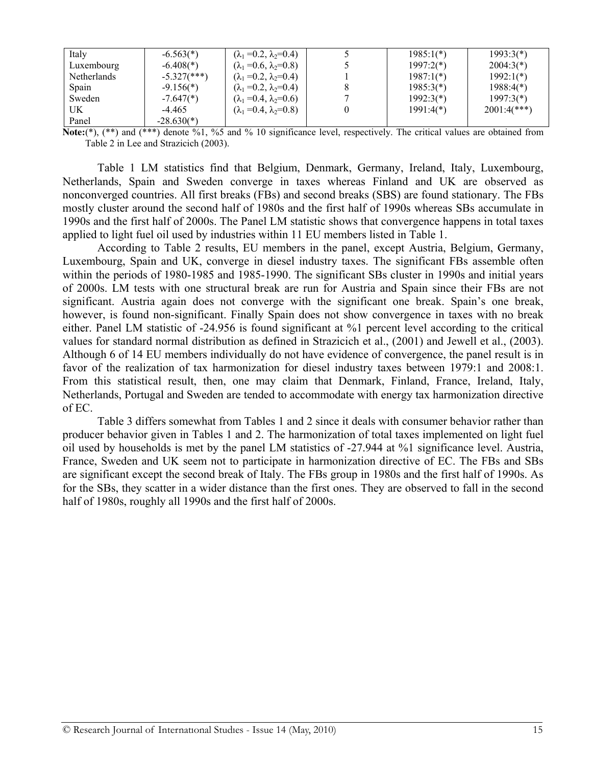| Italy | -6.563(*) | ($\lambda_1$ =0.2, $\lambda_2$=0.4) | 5 | 1985:1(*) | 1993:3(*) |
|---|---|---|---|---|---|
| Luxembourg | -6.408(*) | ($\lambda_1$ =0.6, $\lambda_2$=0.8) | 5 | 1997:2(*) | 2004:3(*) |
| Netherlands | -5.327(***) | ($\lambda_1$ =0.2, $\lambda_2$=0.4) | 1 | 1987:1(*) | 1992:1(*) |
| Spain | -9.156(*) | ($\lambda_1$ =0.2, $\lambda_2$=0.4) | 8 | 1985:3(*) | 1988:4(*) |
| Sweden | -7.647(*) | ($\lambda_1$ =0.4, $\lambda_2$=0.6) | 7 | 1992:3(*) | 1997:3(*) |
| UK | -4.465 | ($\lambda_1$ =0.4, $\lambda_2$=0.8) | 0 | 1991:4(*) | 2001:4(***) |
| Panel | -28.630(*) | | | | |

**Note:**(*), (**) and (***) denote %1, %5 and % 10 significance level, respectively. The critical values are obtained from Table 2 in Lee and Strazicich (2003).

Table 1 LM statistics find that Belgium, Denmark, Germany, Ireland, Italy, Luxembourg, Netherlands, Spain and Sweden converge in taxes whereas Finland and UK are observed as nonconverged countries. All first breaks (FBs) and second breaks (SBS) are found stationary. The FBs mostly cluster around the second half of 1980s and the first half of 1990s whereas SBs accumulate in 1990s and the first half of 2000s. The Panel LM statistic shows that convergence happens in total taxes applied to light fuel oil used by industries within 11 EU members listed in Table 1.

According to Table 2 results, EU members in the panel, except Austria, Belgium, Germany, Luxembourg, Spain and UK, converge in diesel industry taxes. The significant FBs assemble often within the periods of 1980-1985 and 1985-1990. The significant SBs cluster in 1990s and initial years of 2000s. LM tests with one structural break are run for Austria and Spain since their FBs are not significant. Austria again does not converge with the significant one break. Spain's one break, however, is found non-significant. Finally Spain does not show convergence in taxes with no break either. Panel LM statistic of -24.956 is found significant at %1 percent level according to the critical values for standard normal distribution as defined in Strazicich et al., (2001) and Jewell et al., (2003). Although 6 of 14 EU members individually do not have evidence of convergence, the panel result is in favor of the realization of tax harmonization for diesel industry taxes between 1979:1 and 2008:1. From this statistical result, then, one may claim that Denmark, Finland, France, Ireland, Italy, Netherlands, Portugal and Sweden are tended to accommodate with energy tax harmonization directive of EC.

Table 3 differs somewhat from Tables 1 and 2 since it deals with consumer behavior rather than producer behavior given in Tables 1 and 2. The harmonization of total taxes implemented on light fuel oil used by households is met by the panel LM statistics of -27.944 at %1 significance level. Austria, France, Sweden and UK seem not to participate in harmonization directive of EC. The FBs and SBs are significant except the second break of Italy. The FBs group in 1980s and the first half of 1990s. As for the SBs, they scatter in a wider distance than the first ones. They are observed to fall in the second half of 1980s, roughly all 1990s and the first half of 2000s.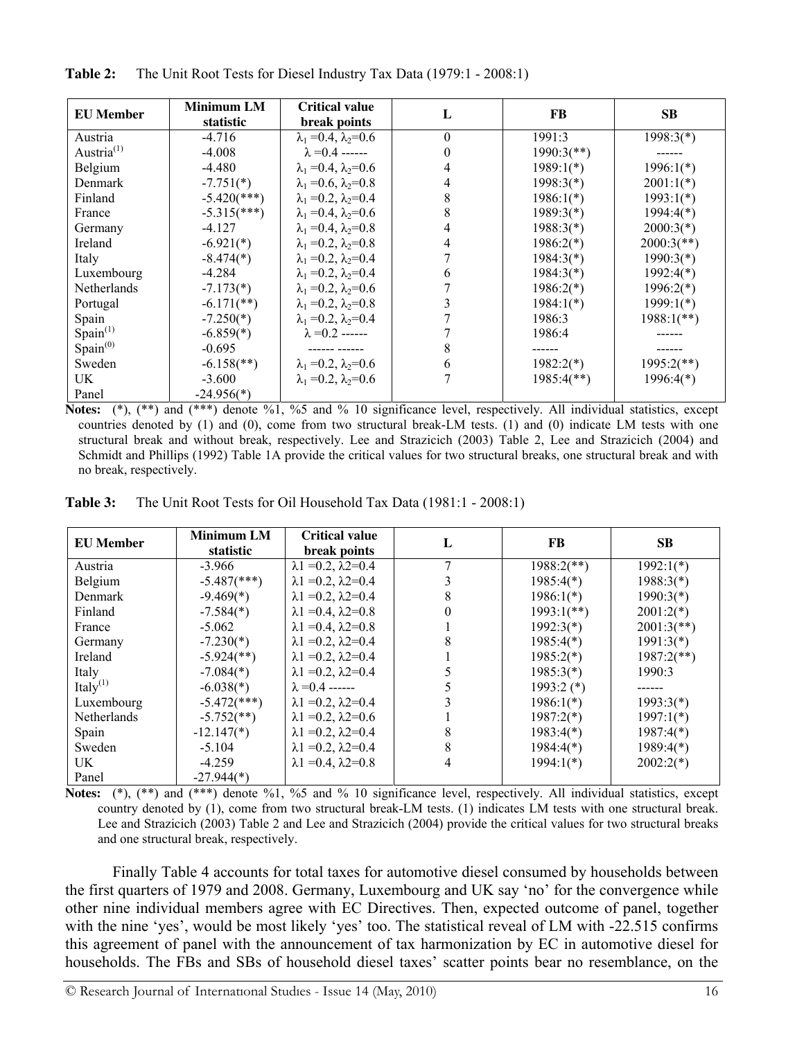**Table 2:** The Unit Root Tests for Diesel Industry Tax Data (1979:1 - 2008:1)

| EU Member | Minimum LM statistic | Critical value break points | L | FB | SB |
|---|---|---|---|---|---|
| Austria | -4.716 | $\lambda_1$ =0.4, $\lambda_2$=0.6 | 0 | 1991:3 | 1998:3(*) |
| Austria[(1)] | -4.008 | $\lambda$ =0.4 ------ | 0 | 1990:3(**) | ------ |
| Belgium | -4.480 | $\lambda_1$ =0.4, $\lambda_2$=0.6 | 4 | 1989:1(*) | 1996:1(*) |
| Denmark | -7.751(*) | $\lambda_1$ =0.6, $\lambda_2$=0.8 | 4 | 1998:3(*) | 2001:1(*) |
| Finland | -5.420(***) | $\lambda_1$ =0.2, $\lambda_2$=0.4 | 8 | 1986:1(*) | 1993:1(*) |
| France | -5.315(***) | $\lambda_1$ =0.4, $\lambda_2$=0.6 | 8 | 1989:3(*) | 1994:4(*) |
| Germany | -4.127 | $\lambda_1$ =0.4, $\lambda_2$=0.8 | 4 | 1988:3(*) | 2000:3(*) |
| Ireland | -6.921(*) | $\lambda_1$ =0.2, $\lambda_2$=0.8 | 4 | 1986:2(*) | 2000:3(**) |
| Italy | -8.474(*) | $\lambda_1$ =0.2, $\lambda_2$=0.4 | 7 | 1984:3(*) | 1990:3(*) |
| Luxembourg | -4.284 | $\lambda_1$ =0.2, $\lambda_2$=0.4 | 6 | 1984:3(*) | 1992:4(*) |
| Netherlands | -7.173(*) | $\lambda_1$ =0.2, $\lambda_2$=0.6 | 7 | 1986:2(*) | 1996:2(*) |
| Portugal | -6.171(**) | $\lambda_1$ =0.2, $\lambda_2$=0.8 | 3 | 1984:1(*) | 1999:1(*) |
| Spain | -7.250(*) | $\lambda_1$ =0.2, $\lambda_2$=0.4 | 7 | 1986:3 | 1988:1(**) |
| Spain[(1)] | -6.859(*) | $\lambda$ =0.2 ------ | 7 | 1986:4 | ------ |
| Spain[(0)] | -0.695 | ------ ------ | 8 | ------ | ------ |
| Sweden | -6.158(**) | $\lambda_1$ =0.2, $\lambda_2$=0.6 | 6 | 1982:2(*) | 1995:2(**) |
| UK | -3.600 | $\lambda_1$ =0.2, $\lambda_2$=0.6 | 7 | 1985:4(**) | 1996:4(*) |
| Panel | -24.956(*) | | | | |

**Notes:** (*), (**) and (***) denote %1, %5 and % 10 significance level, respectively. All individual statistics, except countries denoted by (1) and (0), come from two structural break-LM tests. (1) and (0) indicate LM tests with one structural break and without break, respectively. Lee and Strazicich (2003) Table 2, Lee and Strazicich (2004) and Schmidt and Phillips (1992) Table 1A provide the critical values for two structural breaks, one structural break and with no break, respectively.

**Table 3:** The Unit Root Tests for Oil Household Tax Data (1981:1 - 2008:1)

| EU Member | Minimum LM statistic | Critical value break points | L | FB | SB |
|---|---|---|---|---|---|
| Austria | -3.966 | $\lambda 1$ =0.2, $\lambda 2$=0.4 | 7 | 1988:2(**) | 1992:1(*) |
| Belgium | -5.487(***) | $\lambda 1$ =0.2, $\lambda 2$=0.4 | 3 | 1985:4(*) | 1988:3(*) |
| Denmark | -9.469(*) | $\lambda 1$ =0.2, $\lambda 2$=0.4 | 8 | 1986:1(*) | 1990:3(*) |
| Finland | -7.584(*) | $\lambda 1$ =0.4, $\lambda 2$=0.8 | 0 | 1993:1(**) | 2001:2(*) |
| France | -5.062 | $\lambda 1$ =0.4, $\lambda 2$=0.8 | 1 | 1992:3(*) | 2001:3(**) |
| Germany | -7.230(*) | $\lambda 1$ =0.2, $\lambda 2$=0.4 | 8 | 1985:4(*) | 1991:3(*) |
| Ireland | -5.924(**) | $\lambda 1$ =0.2, $\lambda 2$=0.4 | 1 | 1985:2(*) | 1987:2(**) |
| Italy | -7.084(*) | $\lambda 1$ =0.2, $\lambda 2$=0.4 | 5 | 1985:3(*) | 1990:3 |
| Italy[(1)] | -6.038(*) | $\lambda$ =0.4 ------ | 5 | 1993:2 (*) | ------ |
| Luxembourg | -5.472(***) | $\lambda 1$ =0.2, $\lambda 2$=0.4 | 3 | 1986:1(*) | 1993:3(*) |
| Netherlands | -5.752(**) | $\lambda 1$ =0.2, $\lambda 2$=0.6 | 1 | 1987:2(*) | 1997:1(*) |
| Spain | -12.147(*) | $\lambda 1$ =0.2, $\lambda 2$=0.4 | 8 | 1983:4(*) | 1987:4(*) |
| Sweden | -5.104 | $\lambda 1$ =0.2, $\lambda 2$=0.4 | 8 | 1984:4(*) | 1989:4(*) |
| UK | -4.259 | $\lambda 1$ =0.4, $\lambda 2$=0.8 | 4 | 1994:1(*) | 2002:2(*) |
| Panel | -27.944(*) | | | | |

**Notes:** (*), (**) and (***) denote %1, %5 and % 10 significance level, respectively. All individual statistics, except country denoted by (1), come from two structural break-LM tests. (1) indicates LM tests with one structural break. Lee and Strazicich (2003) Table 2 and Lee and Strazicich (2004) provide the critical values for two structural breaks and one structural break, respectively.

Finally Table 4 accounts for total taxes for automotive diesel consumed by households between the first quarters of 1979 and 2008. Germany, Luxembourg and UK say 'no' for the convergence while other nine individual members agree with EC Directives. Then, expected outcome of panel, together with the nine 'yes', would be most likely 'yes' too. The statistical reveal of LM with -22.515 confirms this agreement of panel with the announcement of tax harmonization by EC in automotive diesel for households. The FBs and SBs of household diesel taxes' scatter points bear no resemblance, on the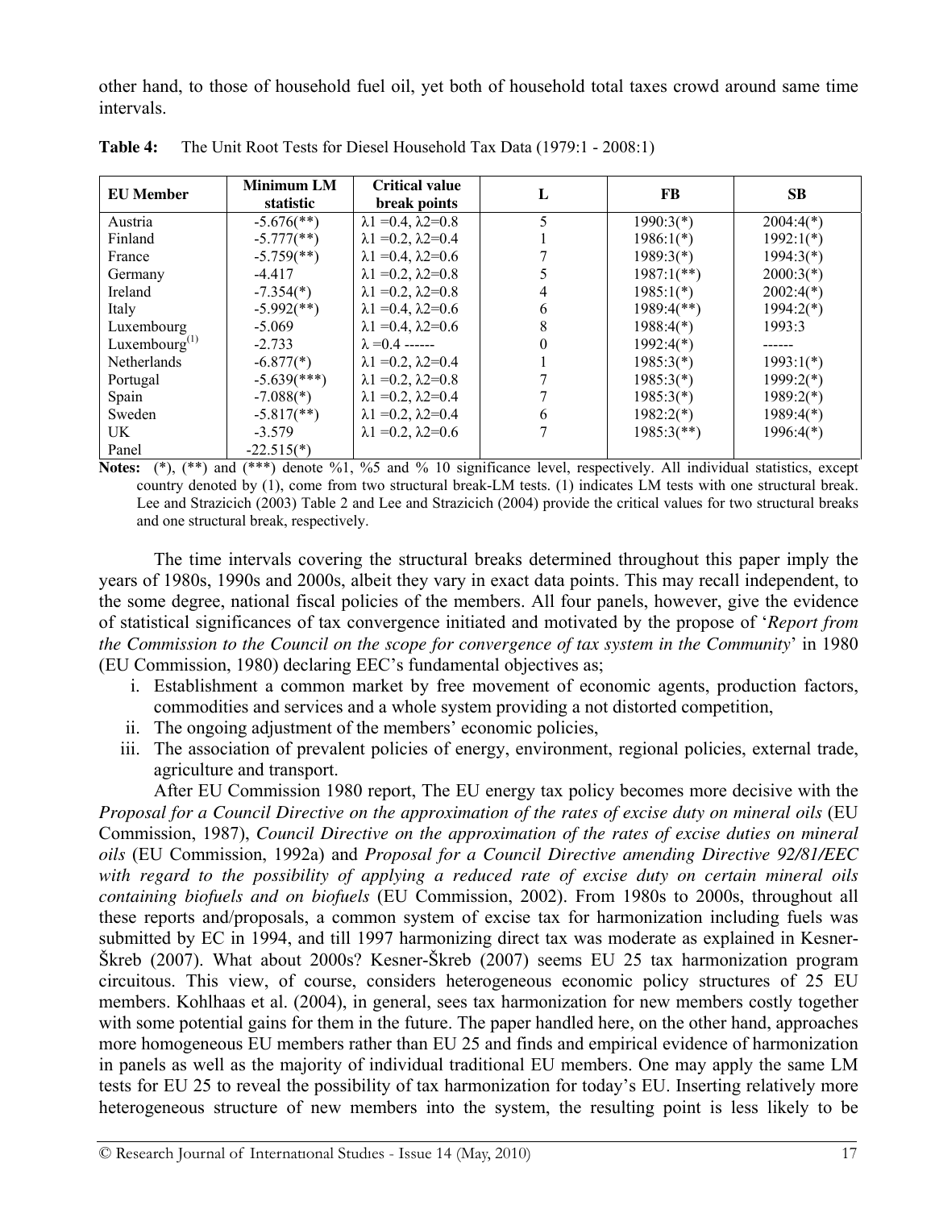other hand, to those of household fuel oil, yet both of household total taxes crowd around same time intervals.

**Table 4:** The Unit Root Tests for Diesel Household Tax Data (1979:1 - 2008:1)

| EU Member | Minimum LM statistic | Critical value break points | L | FB | SB |
|---|---|---|---|---|---|
| Austria | -5.676(**) | $\lambda1 = 0.4$, $\lambda2 = 0.8$ | 5 | 1990:3(*) | 2004:4(*) |
| Finland | -5.777(**) | $\lambda1 = 0.2$, $\lambda2 = 0.4$ | 1 | 1986:1(*) | 1992:1(*) |
| France | -5.759(**) | $\lambda1 = 0.4$, $\lambda2 = 0.6$ | 7 | 1989:3(*) | 1994:3(*) |
| Germany | -4.417 | $\lambda1 = 0.2$, $\lambda2 = 0.8$ | 5 | 1987:1(**) | 2000:3(*) |
| Ireland | -7.354(*) | $\lambda1 = 0.2$, $\lambda2 = 0.8$ | 4 | 1985:1(*) | 2002:4(*) |
| Italy | -5.992(**) | $\lambda1 = 0.4$, $\lambda2 = 0.6$ | 6 | 1989:4(**) | 1994:2(*) |
| Luxembourg | -5.069 | $\lambda1 = 0.4$, $\lambda2 = 0.6$ | 8 | 1988:4(*) | 1993:3 |
| Luxembourg(1) | -2.733 | $\lambda = 0.4$ ------ | 0 | 1992:4(*) | ------ |
| Netherlands | -6.877(*) | $\lambda1 = 0.2$, $\lambda2 = 0.4$ | 1 | 1985:3(*) | 1993:1(*) |
| Portugal | -5.639(***) | $\lambda1 = 0.2$, $\lambda2 = 0.8$ | 7 | 1985:3(*) | 1999:2(*) |
| Spain | -7.088(*) | $\lambda1 = 0.2$, $\lambda2 = 0.4$ | 7 | 1985:3(*) | 1989:2(*) |
| Sweden | -5.817(**) | $\lambda1 = 0.2$, $\lambda2 = 0.4$ | 6 | 1982:2(*) | 1989:4(*) |
| UK | -3.579 | $\lambda1 = 0.2$, $\lambda2 = 0.6$ | 7 | 1985:3(**) | 1996:4(*) |
| Panel | -22.515(*) | | | | |

**Notes:** (*), (**) and (***) denote %1, %5 and % 10 significance level, respectively. All individual statistics, except country denoted by (1), come from two structural break-LM tests. (1) indicates LM tests with one structural break. Lee and Strazicich (2003) Table 2 and Lee and Strazicich (2004) provide the critical values for two structural breaks and one structural break, respectively.

The time intervals covering the structural breaks determined throughout this paper imply the years of 1980s, 1990s and 2000s, albeit they vary in exact data points. This may recall independent, to the some degree, national fiscal policies of the members. All four panels, however, give the evidence of statistical significances of tax convergence initiated and motivated by the propose of '*Report from the Commission to the Council on the scope for convergence of tax system in the Community*' in 1980 (EU Commission, 1980) declaring EEC's fundamental objectives as;

i. Establishment a common market by free movement of economic agents, production factors, commodities and services and a whole system providing a not distorted competition,
ii. The ongoing adjustment of the members' economic policies,
iii. The association of prevalent policies of energy, environment, regional policies, external trade, agriculture and transport.

After EU Commission 1980 report, The EU energy tax policy becomes more decisive with the *Proposal for a Council Directive on the approximation of the rates of excise duty on mineral oils* (EU Commission, 1987), *Council Directive on the approximation of the rates of excise duties on mineral oils* (EU Commission, 1992a) and *Proposal for a Council Directive amending Directive 92/81/EEC with regard to the possibility of applying a reduced rate of excise duty on certain mineral oils containing biofuels and on biofuels* (EU Commission, 2002). From 1980s to 2000s, throughout all these reports and/proposals, a common system of excise tax for harmonization including fuels was submitted by EC in 1994, and till 1997 harmonizing direct tax was moderate as explained in Kesner-Škreb (2007). What about 2000s? Kesner-Škreb (2007) seems EU 25 tax harmonization program circuitous. This view, of course, considers heterogeneous economic policy structures of 25 EU members. Kohlhaas et al. (2004), in general, sees tax harmonization for new members costly together with some potential gains for them in the future. The paper handled here, on the other hand, approaches more homogeneous EU members rather than EU 25 and finds and empirical evidence of harmonization in panels as well as the majority of individual traditional EU members. One may apply the same LM tests for EU 25 to reveal the possibility of tax harmonization for today's EU. Inserting relatively more heterogeneous structure of new members into the system, the resulting point is less likely to be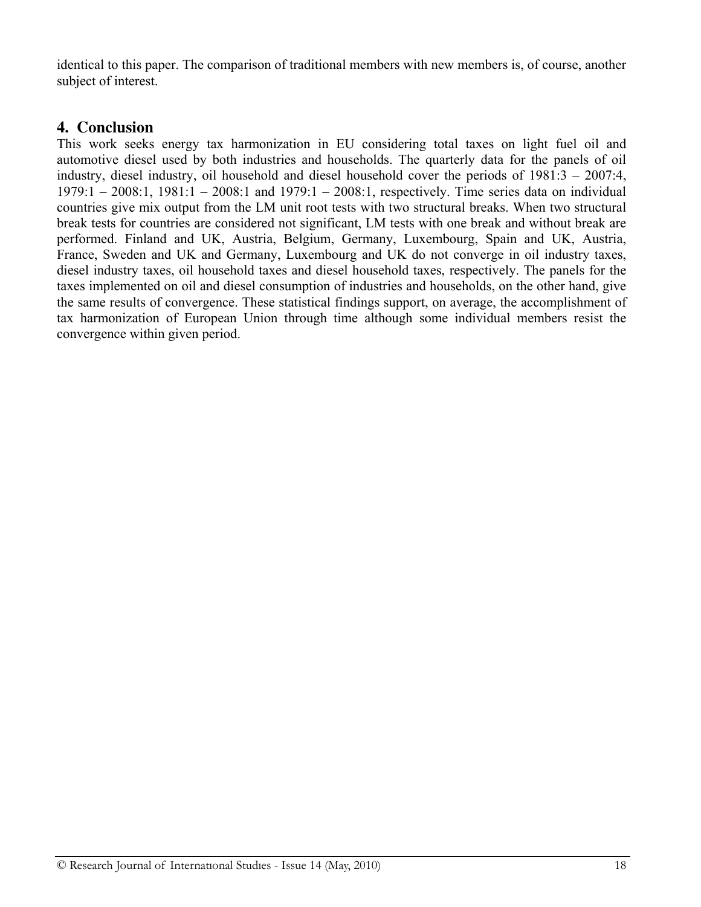identical to this paper. The comparison of traditional members with new members is, of course, another subject of interest.

## 4. Conclusion

This work seeks energy tax harmonization in EU considering total taxes on light fuel oil and automotive diesel used by both industries and households. The quarterly data for the panels of oil industry, diesel industry, oil household and diesel household cover the periods of 1981:3 – 2007:4, 1979:1 – 2008:1, 1981:1 – 2008:1 and 1979:1 – 2008:1, respectively. Time series data on individual countries give mix output from the LM unit root tests with two structural breaks. When two structural break tests for countries are considered not significant, LM tests with one break and without break are performed. Finland and UK, Austria, Belgium, Germany, Luxembourg, Spain and UK, Austria, France, Sweden and UK and Germany, Luxembourg and UK do not converge in oil industry taxes, diesel industry taxes, oil household taxes and diesel household taxes, respectively. The panels for the taxes implemented on oil and diesel consumption of industries and households, on the other hand, give the same results of convergence. These statistical findings support, on average, the accomplishment of tax harmonization of European Union through time although some individual members resist the convergence within given period.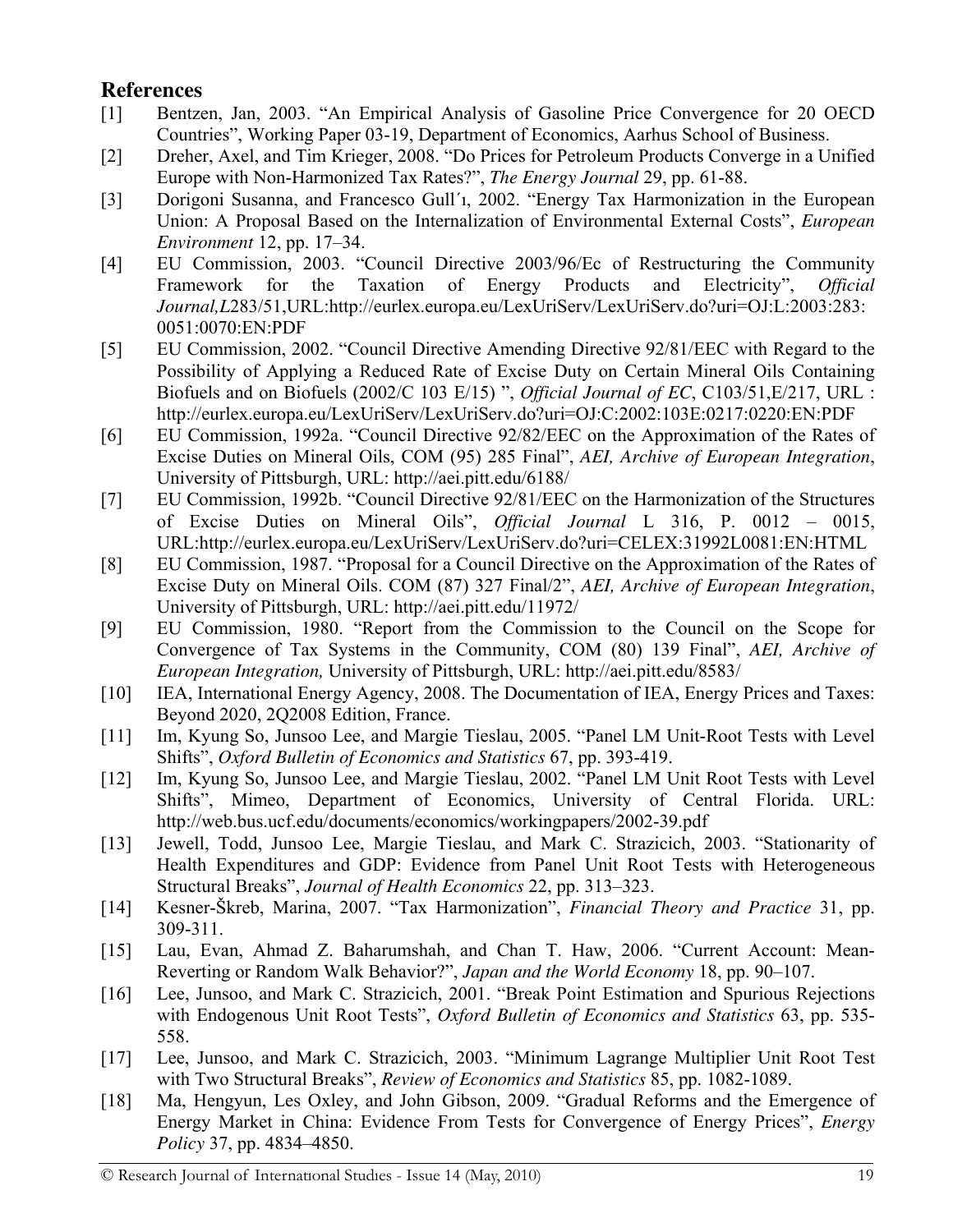## References

[1] Bentzen, Jan, 2003. "An Empirical Analysis of Gasoline Price Convergence for 20 OECD Countries", Working Paper 03-19, Department of Economics, Aarhus School of Business.

[2] Dreher, Axel, and Tim Krieger, 2008. "Do Prices for Petroleum Products Converge in a Unified Europe with Non-Harmonized Tax Rates?", *The Energy Journal* 29, pp. 61-88.

[3] Dorigoni Susanna, and Francesco Gull´ı, 2002. "Energy Tax Harmonization in the European Union: A Proposal Based on the Internalization of Environmental External Costs", *European Environment* 12, pp. 17–34.

[4] EU Commission, 2003. "Council Directive 2003/96/Ec of Restructuring the Community Framework for the Taxation of Energy Products and Electricity", *Official Journal,L*283/51,URL:http://eurlex.europa.eu/LexUriServ/LexUriServ.do?uri=OJ:L:2003:283:0051:0070:EN:PDF

[5] EU Commission, 2002. "Council Directive Amending Directive 92/81/EEC with Regard to the Possibility of Applying a Reduced Rate of Excise Duty on Certain Mineral Oils Containing Biofuels and on Biofuels (2002/C 103 E/15) ", *Official Journal of EC*, C103/51,E/217, URL : http://eurlex.europa.eu/LexUriServ/LexUriServ.do?uri=OJ:C:2002:103E:0217:0220:EN:PDF

[6] EU Commission, 1992a. "Council Directive 92/82/EEC on the Approximation of the Rates of Excise Duties on Mineral Oils, COM (95) 285 Final", *AEI, Archive of European Integration*, University of Pittsburgh, URL: http://aei.pitt.edu/6188/

[7] EU Commission, 1992b. "Council Directive 92/81/EEC on the Harmonization of the Structures of Excise Duties on Mineral Oils", *Official Journal* L 316, P. 0012 – 0015, URL:http://eurlex.europa.eu/LexUriServ/LexUriServ.do?uri=CELEX:31992L0081:EN:HTML

[8] EU Commission, 1987. "Proposal for a Council Directive on the Approximation of the Rates of Excise Duty on Mineral Oils. COM (87) 327 Final/2", *AEI, Archive of European Integration*, University of Pittsburgh, URL: http://aei.pitt.edu/11972/

[9] EU Commission, 1980. "Report from the Commission to the Council on the Scope for Convergence of Tax Systems in the Community, COM (80) 139 Final", *AEI, Archive of European Integration,* University of Pittsburgh, URL: http://aei.pitt.edu/8583/

[10] IEA, International Energy Agency, 2008. The Documentation of IEA, Energy Prices and Taxes: Beyond 2020, 2Q2008 Edition, France.

[11] Im, Kyung So, Junsoo Lee, and Margie Tieslau, 2005. "Panel LM Unit-Root Tests with Level Shifts", *Oxford Bulletin of Economics and Statistics* 67, pp. 393-419.

[12] Im, Kyung So, Junsoo Lee, and Margie Tieslau, 2002. "Panel LM Unit Root Tests with Level Shifts", Mimeo, Department of Economics, University of Central Florida. URL: http://web.bus.ucf.edu/documents/economics/workingpapers/2002-39.pdf

[13] Jewell, Todd, Junsoo Lee, Margie Tieslau, and Mark C. Strazicich, 2003. "Stationarity of Health Expenditures and GDP: Evidence from Panel Unit Root Tests with Heterogeneous Structural Breaks", *Journal of Health Economics* 22, pp. 313–323.

[14] Kesner-Škreb, Marina, 2007. "Tax Harmonization", *Financial Theory and Practice* 31, pp. 309-311.

[15] Lau, Evan, Ahmad Z. Baharumshah, and Chan T. Haw, 2006. "Current Account: Mean-Reverting or Random Walk Behavior?", *Japan and the World Economy* 18, pp. 90–107.

[16] Lee, Junsoo, and Mark C. Strazicich, 2001. "Break Point Estimation and Spurious Rejections with Endogenous Unit Root Tests", *Oxford Bulletin of Economics and Statistics* 63, pp. 535-558.

[17] Lee, Junsoo, and Mark C. Strazicich, 2003. "Minimum Lagrange Multiplier Unit Root Test with Two Structural Breaks", *Review of Economics and Statistics* 85, pp. 1082-1089.

[18] Ma, Hengyun, Les Oxley, and John Gibson, 2009. "Gradual Reforms and the Emergence of Energy Market in China: Evidence From Tests for Convergence of Energy Prices", *Energy Policy* 37, pp. 4834–4850.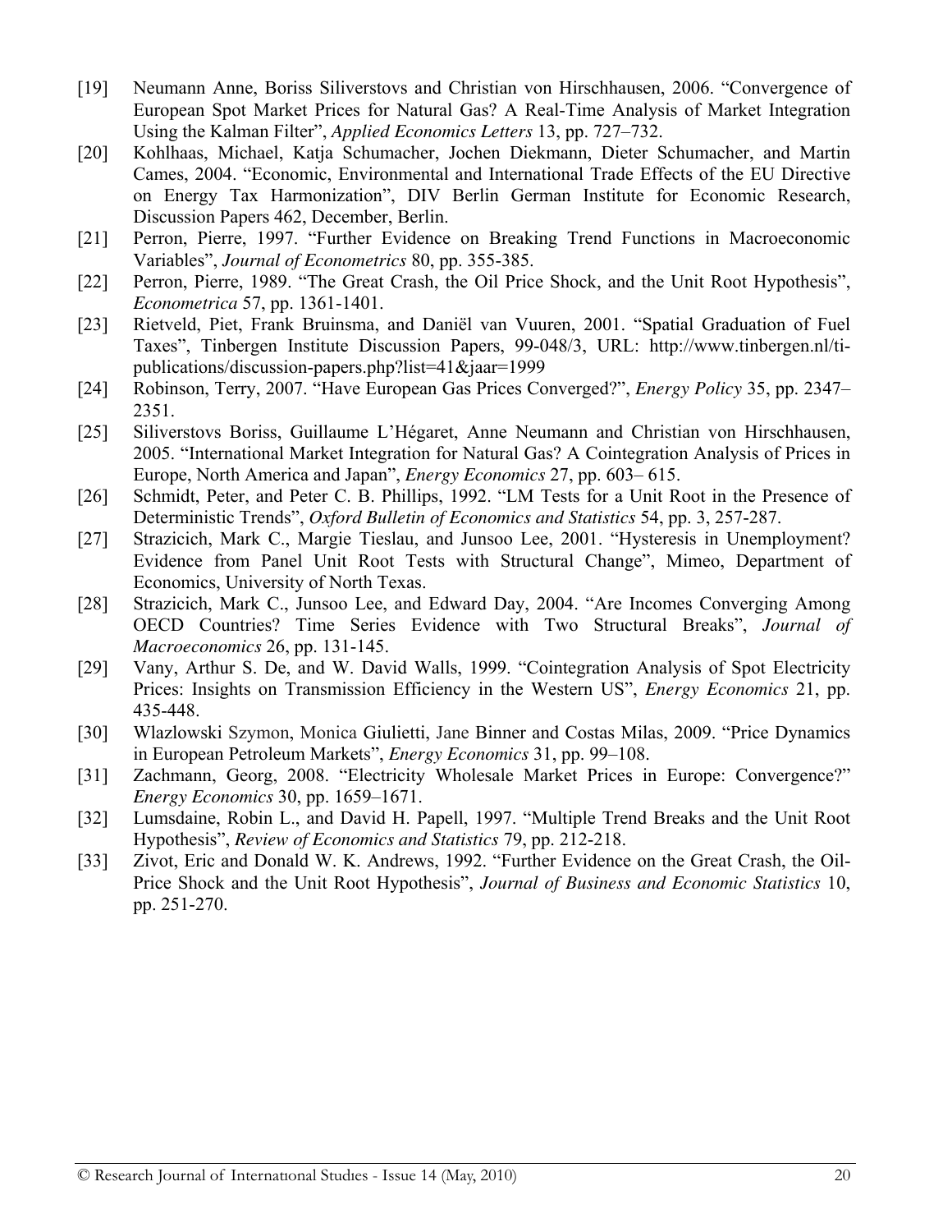[19] Neumann Anne, Boriss Siliverstovs and Christian von Hirschhausen, 2006. "Convergence of European Spot Market Prices for Natural Gas? A Real-Time Analysis of Market Integration Using the Kalman Filter", *Applied Economics Letters* 13, pp. 727–732.

[20] Kohlhaas, Michael, Katja Schumacher, Jochen Diekmann, Dieter Schumacher, and Martin Cames, 2004. "Economic, Environmental and International Trade Effects of the EU Directive on Energy Tax Harmonization", DIV Berlin German Institute for Economic Research, Discussion Papers 462, December, Berlin.

[21] Perron, Pierre, 1997. "Further Evidence on Breaking Trend Functions in Macroeconomic Variables", *Journal of Econometrics* 80, pp. 355-385.

[22] Perron, Pierre, 1989. "The Great Crash, the Oil Price Shock, and the Unit Root Hypothesis", *Econometrica* 57, pp. 1361-1401.

[23] Rietveld, Piet, Frank Bruinsma, and Daniël van Vuuren, 2001. "Spatial Graduation of Fuel Taxes", Tinbergen Institute Discussion Papers, 99-048/3, URL: http://www.tinbergen.nl/ti-publications/discussion-papers.php?list=41&jaar=1999

[24] Robinson, Terry, 2007. "Have European Gas Prices Converged?", *Energy Policy* 35, pp. 2347–2351.

[25] Siliverstovs Boriss, Guillaume L'Hégaret, Anne Neumann and Christian von Hirschhausen, 2005. "International Market Integration for Natural Gas? A Cointegration Analysis of Prices in Europe, North America and Japan", *Energy Economics* 27, pp. 603– 615.

[26] Schmidt, Peter, and Peter C. B. Phillips, 1992. "LM Tests for a Unit Root in the Presence of Deterministic Trends", *Oxford Bulletin of Economics and Statistics* 54, pp. 3, 257-287.

[27] Strazicich, Mark C., Margie Tieslau, and Junsoo Lee, 2001. "Hysteresis in Unemployment? Evidence from Panel Unit Root Tests with Structural Change", Mimeo, Department of Economics, University of North Texas.

[28] Strazicich, Mark C., Junsoo Lee, and Edward Day, 2004. "Are Incomes Converging Among OECD Countries? Time Series Evidence with Two Structural Breaks", *Journal of Macroeconomics* 26, pp. 131-145.

[29] Vany, Arthur S. De, and W. David Walls, 1999. "Cointegration Analysis of Spot Electricity Prices: Insights on Transmission Efficiency in the Western US", *Energy Economics* 21, pp. 435-448.

[30] Wlazlowski Szymon, Monica Giulietti, Jane Binner and Costas Milas, 2009. "Price Dynamics in European Petroleum Markets", *Energy Economics* 31, pp. 99–108.

[31] Zachmann, Georg, 2008. "Electricity Wholesale Market Prices in Europe: Convergence?" *Energy Economics* 30, pp. 1659–1671.

[32] Lumsdaine, Robin L., and David H. Papell, 1997. "Multiple Trend Breaks and the Unit Root Hypothesis", *Review of Economics and Statistics* 79, pp. 212-218.

[33] Zivot, Eric and Donald W. K. Andrews, 1992. "Further Evidence on the Great Crash, the Oil-Price Shock and the Unit Root Hypothesis", *Journal of Business and Economic Statistics* 10, pp. 251-270.